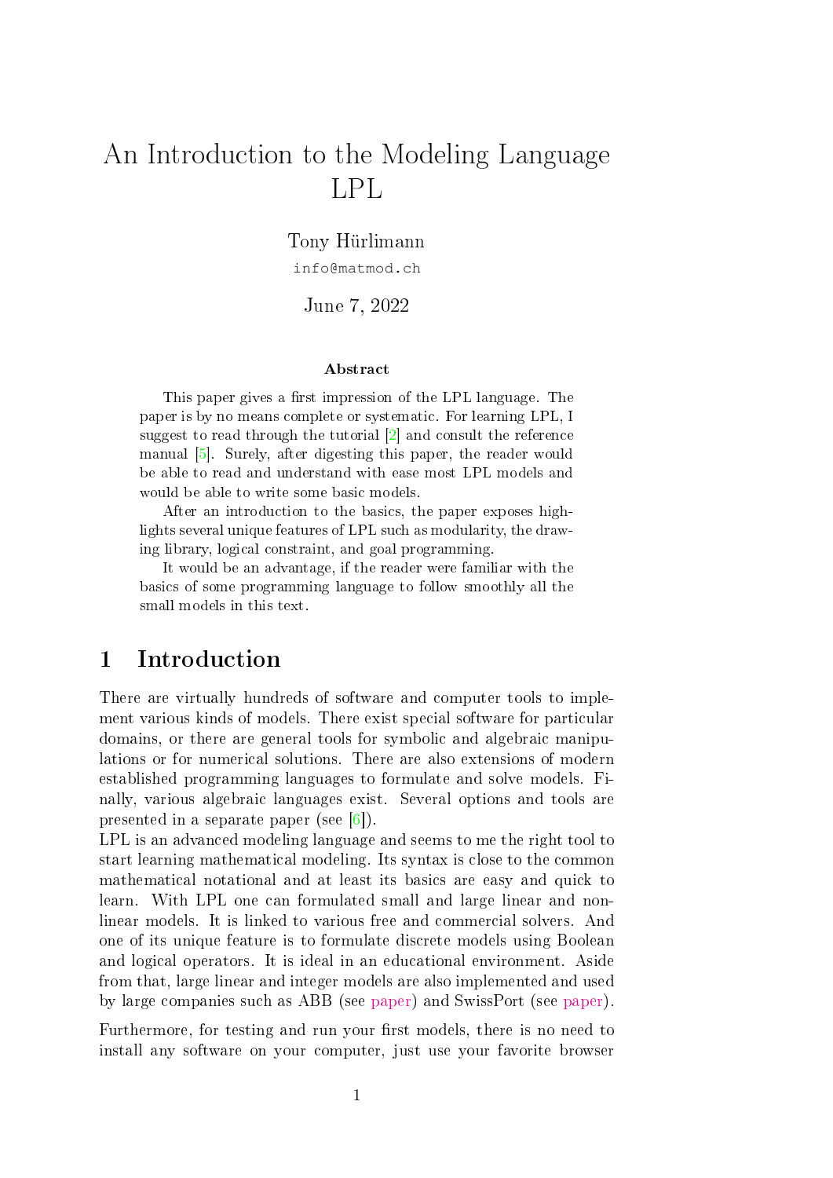# An Introduction to the Modeling Language LPL

Tony Hürlimann

info@matmod.ch

June 7, 2022

### Abstract

This paper gives a first impression of the LPL language. The paper is by no means complete or systematic. For learning LPL, I suggest to read through the tutorial [2] and consult the reference manual [5]. Surely, after digesting this paper, the reader would be able to read and understand with ease most LPL models and would be able to write some basic models.

After an introduction to the basics, the paper exposes highlights several unique features of LPL such as modularity, the drawing library, logical constraint, and goal programming.

It would be an advantage, if the reader were familiar with the basics of some programming language to follow smoothly all the small models in this text.

## 1 Introduction

There are virtually hundreds of software and computer tools to implement various kinds of models. There exist special software for particular domains, or there are general tools for symbolic and algebraic manipulations or for numerical solutions. There are also extensions of modern established programming languages to formulate and solve models. Finally, various algebraic languages exist. Several options and tools are presented in a separate paper (see [6]).

LPL is an advanced modeling language and seems to me the right tool to start learning mathematical modeling. Its syntax is close to the common mathematical notational and at least its basics are easy and quick to learn. With LPL one can formulated small and large linear and non-linear models. It is linked to various free and commercial solvers. And one of its unique feature is to formulate discrete models using Boolean and logical operators. It is ideal in an educational environment. Aside from that, large linear and integer models are also implemented and used by large companies such as ABB (see paper) and SwissPort (see paper).

Furthermore, for testing and run your first models, there is no need to install any software on your computer, just use your favorite browser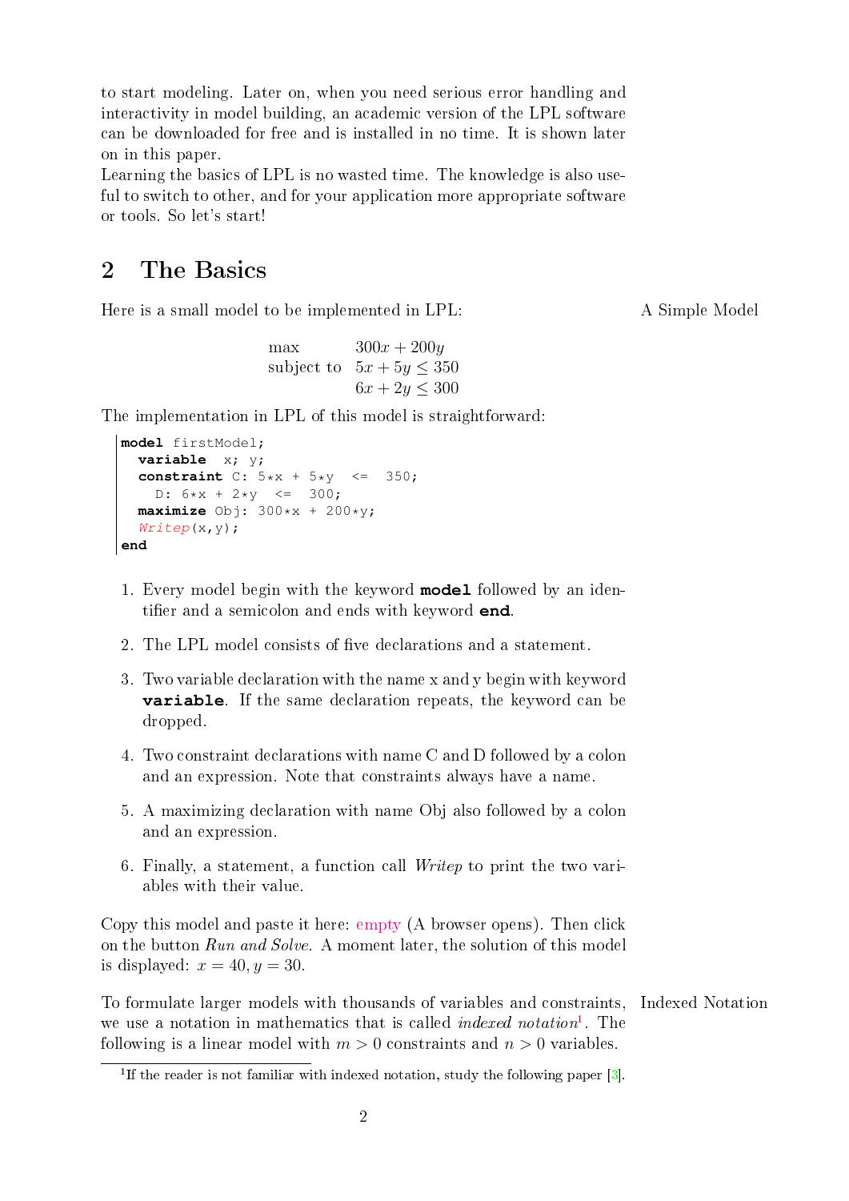to start modeling. Later on, when you need serious error handling and interactivity in model building, an academic version of the LPL software can be downloaded for free and is installed in no time. It is shown later on in this paper.

Learning the basics of LPL is no wasted time. The knowledge is also useful to switch to other, and for your application more appropriate software or tools. So let's start!

## 2 The Basics

A Simple Model

Here is a small model to be implemented in LPL:

$$\begin{array}{ll} \text{max} & 300x + 200y \\ \text{subject to} & 5x + 5y \leq 350 \\ & 6x + 2y \leq 300 \end{array}$$

The implementation in LPL of this model is straightforward:

```
model firstModel;
  variable  x; y;
  constraint C: 5*x + 5*y  <=  350;
    D: 6*x + 2*y  <=  300;
  maximize Obj: 300*x + 200*y;
  Writep(x,y);
end
```

1. Every model begin with the keyword **model** followed by an identifier and a semicolon and ends with keyword **end**.
2. The LPL model consists of five declarations and a statement.
3. Two variable declaration with the name x and y begin with keyword **variable**. If the same declaration repeats, the keyword can be dropped.
4. Two constraint declarations with name C and D followed by a colon and an expression. Note that constraints always have a name.
5. A maximizing declaration with name Obj also followed by a colon and an expression.
6. Finally, a statement, a function call *Writep* to print the two variables with their value.

Copy this model and paste it here: empty (A browser opens). Then click on the button *Run and Solve*. A moment later, the solution of this model is displayed: $x = 40, y = 30$.

Indexed Notation

To formulate larger models with thousands of variables and constraints, we use a notation in mathematics that is called *indexed notation*[1]. The following is a linear model with $m > 0$ constraints and $n > 0$ variables.

[1] If the reader is not familiar with indexed notation, study the following paper [3].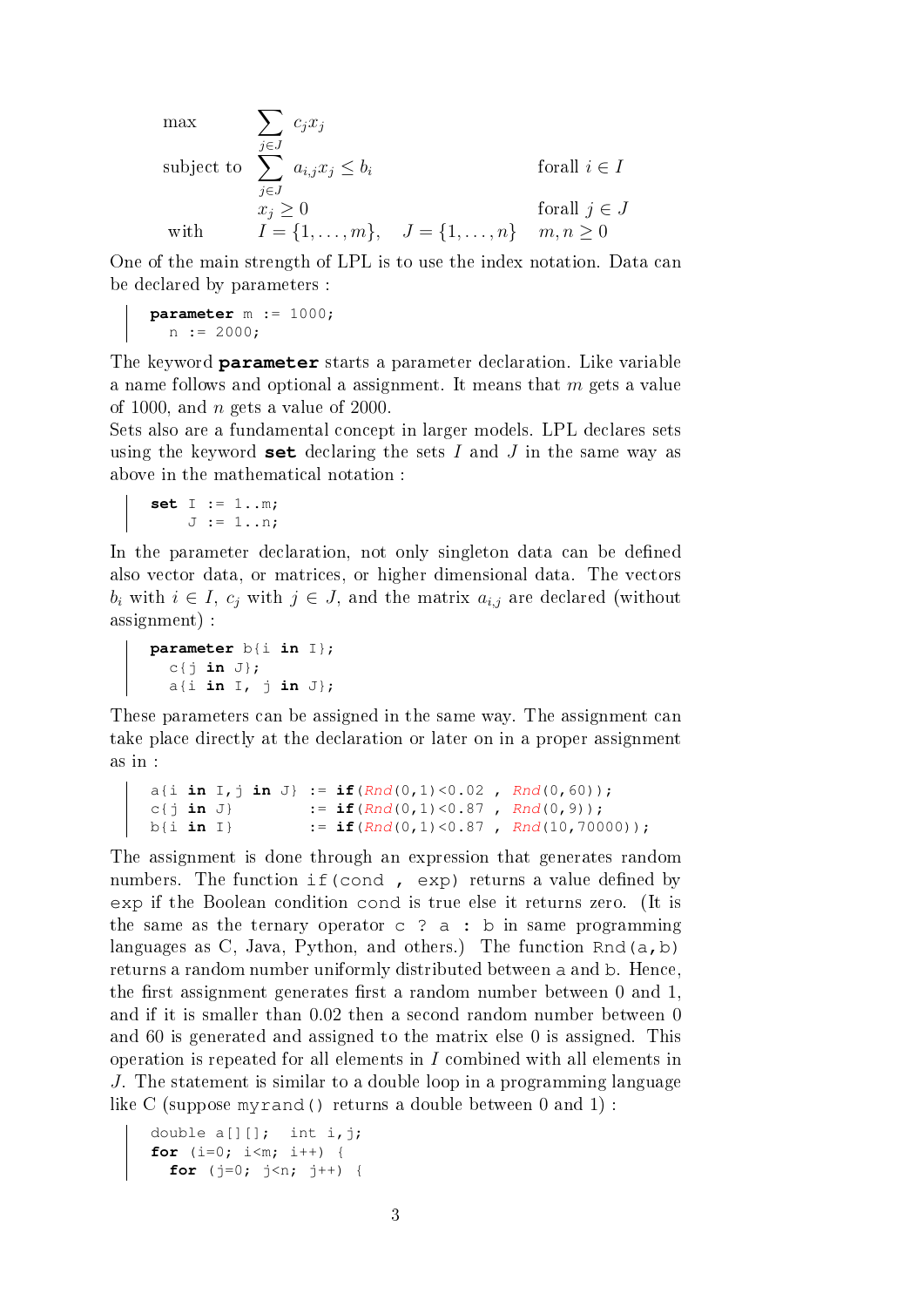$$
\begin{array}{llll}
\max & \sum_{j \in J} c_j x_j & & \\
\text{subject to} & \sum_{j \in J} a_{i,j} x_j \leq b_i & & \text{forall } i \in I \\
& x_j \geq 0 & & \text{forall } j \in J \\
\text{with} & I = \{1, \ldots, m\}, & J = \{1, \ldots, n\} & m, n \geq 0
\end{array}
$$

One of the main strength of LPL is to use the index notation. Data can be declared by parameters :

```
parameter m := 1000;
  n := 2000;
```

The keyword **parameter** starts a parameter declaration. Like variable a name follows and optional a assignment. It means that $m$ gets a value of 1000, and $n$ gets a value of 2000.

Sets also are a fundamental concept in larger models. LPL declares sets using the keyword **set** declaring the sets $I$ and $J$ in the same way as above in the mathematical notation :

```
set I := 1..m;
    J := 1..n;
```

In the parameter declaration, not only singleton data can be defined also vector data, or matrices, or higher dimensional data. The vectors $b_i$ with $i \in I$, $c_j$ with $j \in J$, and the matrix $a_{i,j}$ are declared (without assignment) :

```
parameter b{i in I};
  c{j in J};
  a{i in I, j in J};
```

These parameters can be assigned in the same way. The assignment can take place directly at the declaration or later on in a proper assignment as in :

```
a{i in I,j in J} := if(Rnd(0,1)<0.02 , Rnd(0,60));
c{j in J}        := if(Rnd(0,1)<0.87 , Rnd(0,9));
b{i in I}        := if(Rnd(0,1)<0.87 , Rnd(10,70000));
```

The assignment is done through an expression that generates random numbers. The function `if(cond , exp)` returns a value defined by `exp` if the Boolean condition `cond` is true else it returns zero. (It is the same as the ternary operator `c ? a : b` in same programming languages as C, Java, Python, and others.) The function `Rnd(a,b)` returns a random number uniformly distributed between `a` and `b`. Hence, the first assignment generates first a random number between 0 and 1, and if it is smaller than 0.02 then a second random number between 0 and 60 is generated and assigned to the matrix else 0 is assigned. This operation is repeated for all elements in $I$ combined with all elements in $J$. The statement is similar to a double loop in a programming language like C (suppose `myrand()` returns a double between 0 and 1) :

```
double a[][];  int i,j;
for (i=0; i<m; i++) {
  for (j=0; j<n; j++) {
```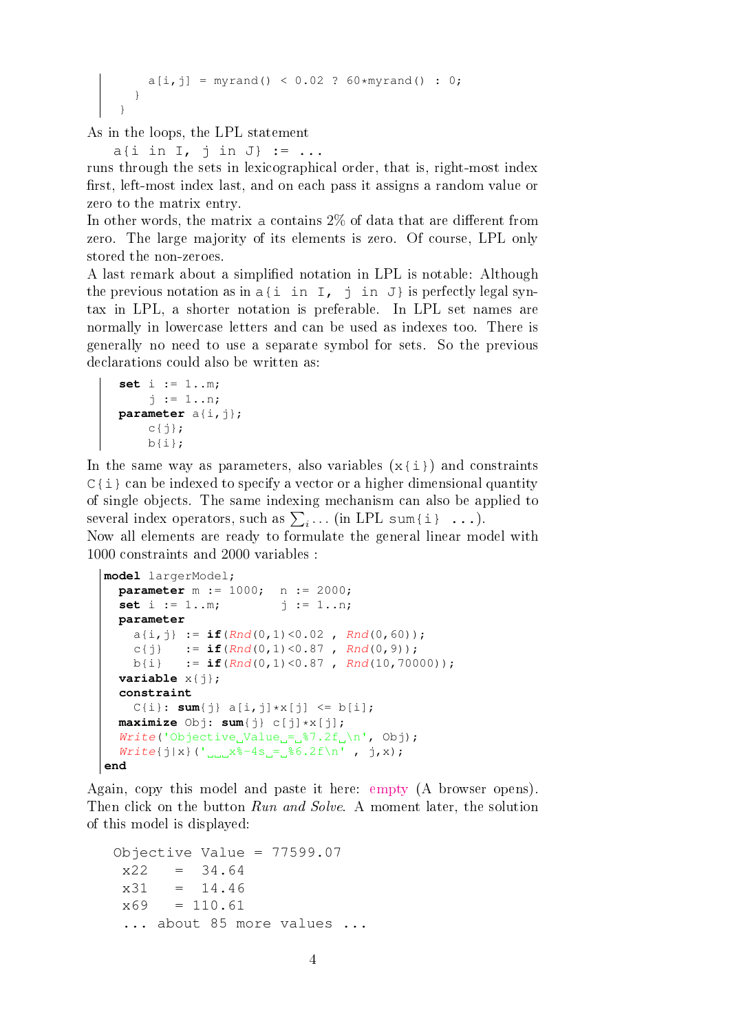```
      a[i,j] = myrand() < 0.02 ? 60*myrand() : 0;
    }
  }
```

As in the loops, the LPL statement

```
a{i in I, j in J} := ...
```

runs through the sets in lexicographical order, that is, right-most index first, left-most index last, and on each pass it assigns a random value or zero to the matrix entry.

In other words, the matrix a contains 2% of data that are different from zero. The large majority of its elements is zero. Of course, LPL only stored the non-zeroes.

A last remark about a simplified notation in LPL is notable: Although the previous notation as in `a{i in I, j in J}` is perfectly legal syntax in LPL, a shorter notation is preferable. In LPL set names are normally in lowercase letters and can be used as indexes too. There is generally no need to use a separate symbol for sets. So the previous declarations could also be written as:

```
set i := 1..m;
    j := 1..n;
parameter a{i,j};
    c{j};
    b{i};
```

In the same way as parameters, also variables (`x{i}`) and constraints `C{i}` can be indexed to specify a vector or a higher dimensional quantity of single objects. The same indexing mechanism can also be applied to several index operators, such as $\sum_i \ldots$ (in LPL `sum{i} ...`).

Now all elements are ready to formulate the general linear model with 1000 constraints and 2000 variables :

```
model largerModel;
  parameter m := 1000;  n := 2000;
  set i := 1..m;        j := 1..n;
  parameter
    a{i,j} := if(Rnd(0,1)<0.02 , Rnd(0,60));
    c{j}   := if(Rnd(0,1)<0.87 , Rnd(0,9));
    b{i}   := if(Rnd(0,1)<0.87 , Rnd(10,70000));
  variable x{j};
  constraint
    C{i}: sum{j} a[i,j]*x[j] <= b[i];
  maximize Obj: sum{j} c[j]*x[j];
  Write('Objective Value = %7.2f \n', Obj);
  Write{j|x}('   x%-4s = %6.2f\n' , j,x);
end
```

Again, copy this model and paste it here: empty (A browser opens). Then click on the button *Run and Solve*. A moment later, the solution of this model is displayed:

```
Objective Value = 77599.07
 x22   =  34.64
 x31   =  14.46
 x69   = 110.61
 ... about 85 more values ...
```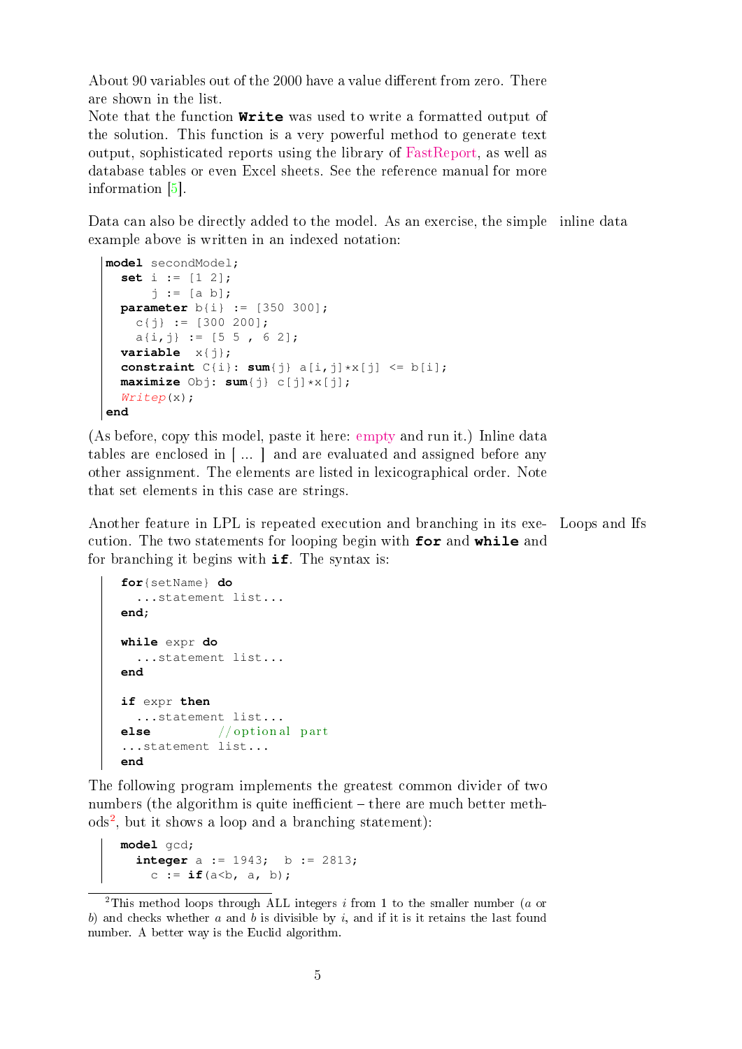About 90 variables out of the 2000 have a value different from zero. There are shown in the list.
Note that the function **Write** was used to write a formatted output of the solution. This function is a very powerful method to generate text output, sophisticated reports using the library of FastReport, as well as database tables or even Excel sheets. See the reference manual for more information [5].

Data can also be directly added to the model. As an exercise, the simple example above is written in an indexed notation:

inline data

```
model secondModel;
  set i := [1 2];
      j := [a b];
  parameter b{i} := [350 300];
    c{j} := [300 200];
    a{i,j} := [5 5 , 6 2];
  variable  x{j};
  constraint C{i}: sum{j} a[i,j]*x[j] <= b[i];
  maximize Obj: sum{j} c[j]*x[j];
  Writep(x);
end
```

(As before, copy this model, paste it here: empty and run it.) Inline data tables are enclosed in [ ... ] and are evaluated and assigned before any other assignment. The elements are listed in lexicographical order. Note that set elements in this case are strings.

Another feature in LPL is repeated execution and branching in its execution. The two statements for looping begin with **for** and **while** and for branching it begins with **if**. The syntax is:

Loops and Ifs

```
  for{setName} do
    ...statement list...
  end;

  while expr do
    ...statement list...
  end

  if expr then
    ...statement list...
  else          //optional part
  ...statement list...
  end
```

The following program implements the greatest common divider of two numbers (the algorithm is quite inefficient – there are much better methods[2], but it shows a loop and a branching statement):

```
  model gcd;
    integer a := 1943;  b := 2813;
      c := if(a<b, a, b);
```

[2]This method loops through ALL integers $i$ from 1 to the smaller number ($a$ or $b$) and checks whether $a$ and $b$ is divisible by $i$, and if it is it retains the last found number. A better way is the Euclid algorithm.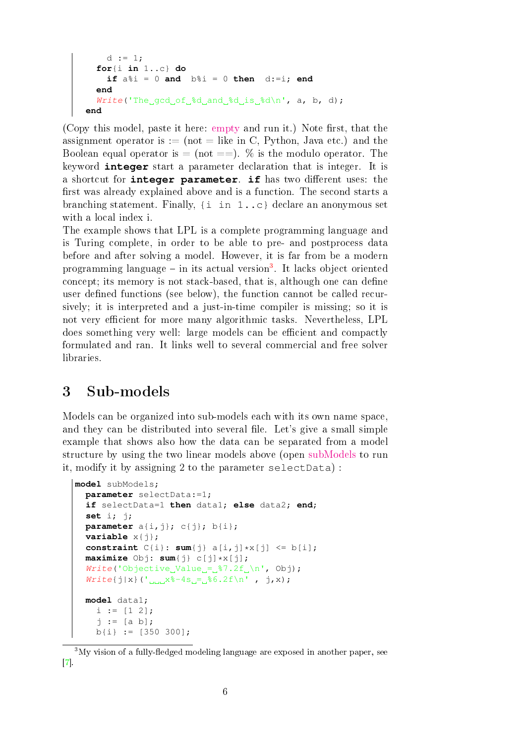```
    d := 1;
    for{i in 1..c} do
      if a%i = 0 and  b%i = 0 then  d:=i; end
    end
    Write('The gcd of %d and %d is %d\n', a, b, d);
  end
```

(Copy this model, paste it here: empty and run it.) Note first, that the assignment operator is := (not = like in C, Python, Java etc.) and the Boolean equal operator is = (not ==). % is the modulo operator. The keyword **integer** start a parameter declaration that is integer. It is a shortcut for **integer parameter**. **if** has two different uses: the first was already explained above and is a function. The second starts a branching statement. Finally, {i in 1..c} declare an anonymous set with a local index i.

The example shows that LPL is a complete programming language and is Turing complete, in order to be able to pre- and postprocess data before and after solving a model. However, it is far from be a modern programming language – in its actual version[3]. It lacks object oriented concept; its memory is not stack-based, that is, although one can define user defined functions (see below), the function cannot be called recursively; it is interpreted and a just-in-time compiler is missing; so it is not very efficient for more many algorithmic tasks. Nevertheless, LPL does something very well: large models can be efficient and compactly formulated and ran. It links well to several commercial and free solver libraries.

## 3 Sub-models

Models can be organized into sub-models each with its own name space, and they can be distributed into several file. Let's give a small simple example that shows also how the data can be separated from a model structure by using the two linear models above (open subModels to run it, modify it by assigning 2 to the parameter selectData) :

```
model subModels;
  parameter selectData:=1;
  if selectData=1 then data1; else data2; end;
  set i; j;
  parameter a{i,j}; c{j}; b{i};
  variable x{j};
  constraint C{i}: sum{j} a[i,j]*x[j] <= b[i];
  maximize Obj: sum{j} c[j]*x[j];
  Write('Objective Value = %7.2f \n', Obj);
  Write{j|x}('   x%-4s = %6.2f\n' , j,x);

  model data1;
    i := [1 2];
    j := [a b];
    b{i} := [350 300];
```

[3] My vision of a fully-fledged modeling language are exposed in another paper, see [7].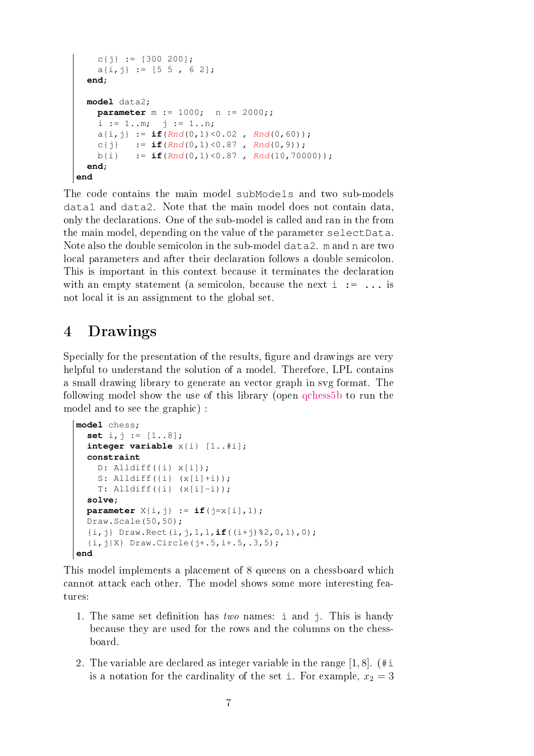```
    c{j} := [300 200];
    a{i,j} := [5 5 , 6 2];
  end;

  model data2;
    parameter m := 1000;  n := 2000;;
    i := 1..m;  j := 1..n;
    a{i,j} := if(Rnd(0,1)<0.02 , Rnd(0,60));
    c{j}   := if(Rnd(0,1)<0.87 , Rnd(0,9));
    b{i}   := if(Rnd(0,1)<0.87 , Rnd(10,70000));
  end;
end
```

The code contains the main model `subModels` and two sub-models `data1` and `data2`. Note that the main model does not contain data, only the declarations. One of the sub-model is called and ran in the from the main model, depending on the value of the parameter `selectData`. Note also the double semicolon in the sub-model `data2`. `m` and `n` are two local parameters and after their declaration follows a double semicolon. This is important in this context because it terminates the declaration with an empty statement (a semicolon, because the next `i := ...` is not local it is an assignment to the global set.

# 4 Drawings

Specially for the presentation of the results, figure and drawings are very helpful to understand the solution of a model. Therefore, LPL contains a small drawing library to generate an vector graph in svg format. The following model show the use of this library (open qchess5b to run the model and to see the graphic) :

```
model chess;
  set i,j := [1..8];
  integer variable x{i} [1..#i];
  constraint
    D: Alldiff({i} x[i]);
    S: Alldiff({i} (x[i]+i));
    T: Alldiff({i} (x[i]-i));
  solve;
  parameter X{i,j} := if(j=x[i],1);
  Draw.Scale(50,50);
  {i,j} Draw.Rect(i,j,1,1,if((i+j)%2,0,1),0);
  {i,j|X} Draw.Circle(j+.5,i+.5,.3,5);
end
```

This model implements a placement of 8 queens on a chessboard which cannot attack each other. The model shows some more interesting features:

1. The same set definition has *two* names: `i` and `j`. This is handy because they are used for the rows and the columns on the chessboard.

2. The variable are declared as integer variable in the range $[1, 8]$. (`#i` is a notation for the cardinality of the set `i`. For example, $x_2 = 3$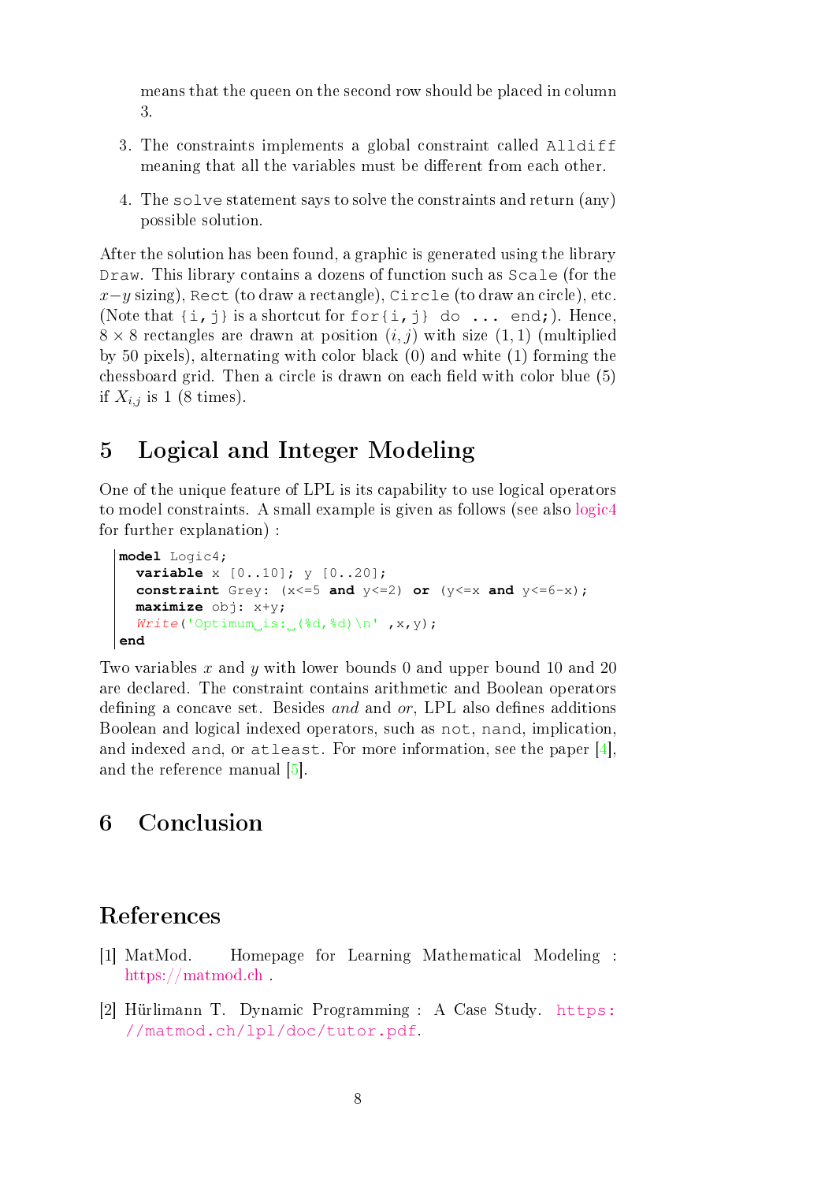means that the queen on the second row should be placed in column 3.

3. The constraints implements a global constraint called `Alldiff` meaning that all the variables must be different from each other.

4. The `solve` statement says to solve the constraints and return (any) possible solution.

After the solution has been found, a graphic is generated using the library `Draw`. This library contains a dozens of function such as `Scale` (for the $x-y$ sizing), `Rect` (to draw a rectangle), `Circle` (to draw an circle), etc. (Note that `{i,j}` is a shortcut for `for{i,j} do ... end;`). Hence, $8 \times 8$ rectangles are drawn at position $(i, j)$ with size $(1, 1)$ (multiplied by 50 pixels), alternating with color black (0) and white (1) forming the chessboard grid. Then a circle is drawn on each field with color blue (5) if $X_{i,j}$ is 1 (8 times).

# 5 Logical and Integer Modeling

One of the unique feature of LPL is its capability to use logical operators to model constraints. A small example is given as follows (see also logic4 for further explanation) :

```
model Logic4;
  variable x [0..10]; y [0..20];
  constraint Grey: (x<=5 and y<=2) or (y<=x and y<=6-x);
  maximize obj: x+y;
  Write('Optimum is: (%d,%d)\n' ,x,y);
end
```

Two variables $x$ and $y$ with lower bounds 0 and upper bound 10 and 20 are declared. The constraint contains arithmetic and Boolean operators defining a concave set. Besides *and* and *or*, LPL also defines additions Boolean and logical indexed operators, such as `not`, `nand`, implication, and indexed `and`, or `atleast`. For more information, see the paper [4], and the reference manual [5].

# 6 Conclusion

# References

[1] MatMod. Homepage for Learning Mathematical Modeling : https://matmod.ch .

[2] Hürlimann T. Dynamic Programming : A Case Study. https://matmod.ch/lpl/doc/tutor.pdf.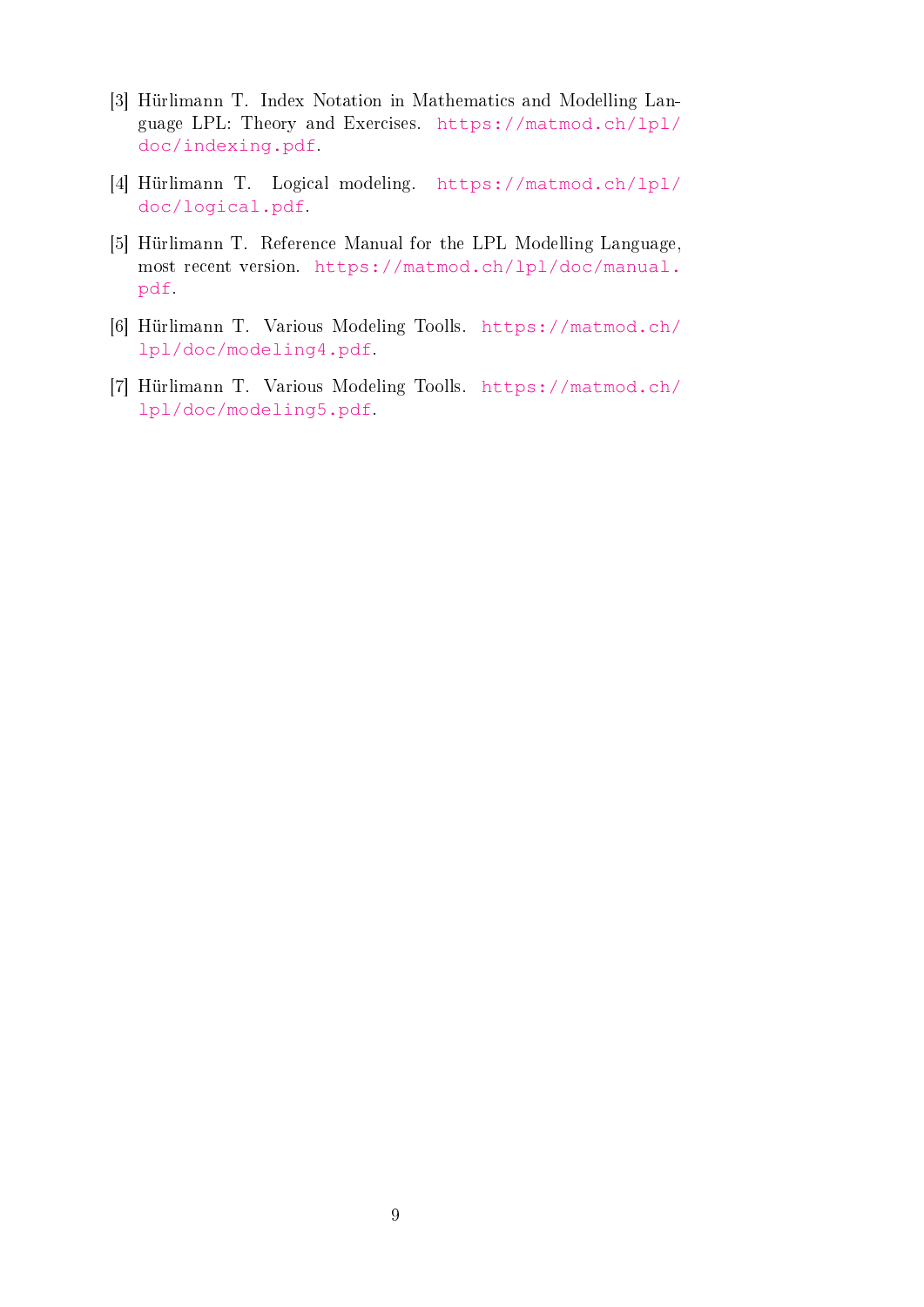[3] Hürlimann T. Index Notation in Mathematics and Modelling Language LPL: Theory and Exercises. https://matmod.ch/lpl/doc/indexing.pdf.

[4] Hürlimann T. Logical modeling. https://matmod.ch/lpl/doc/logical.pdf.

[5] Hürlimann T. Reference Manual for the LPL Modelling Language, most recent version. https://matmod.ch/lpl/doc/manual.pdf.

[6] Hürlimann T. Various Modeling Toolls. https://matmod.ch/lpl/doc/modeling4.pdf.

[7] Hürlimann T. Various Modeling Toolls. https://matmod.ch/lpl/doc/modeling5.pdf.